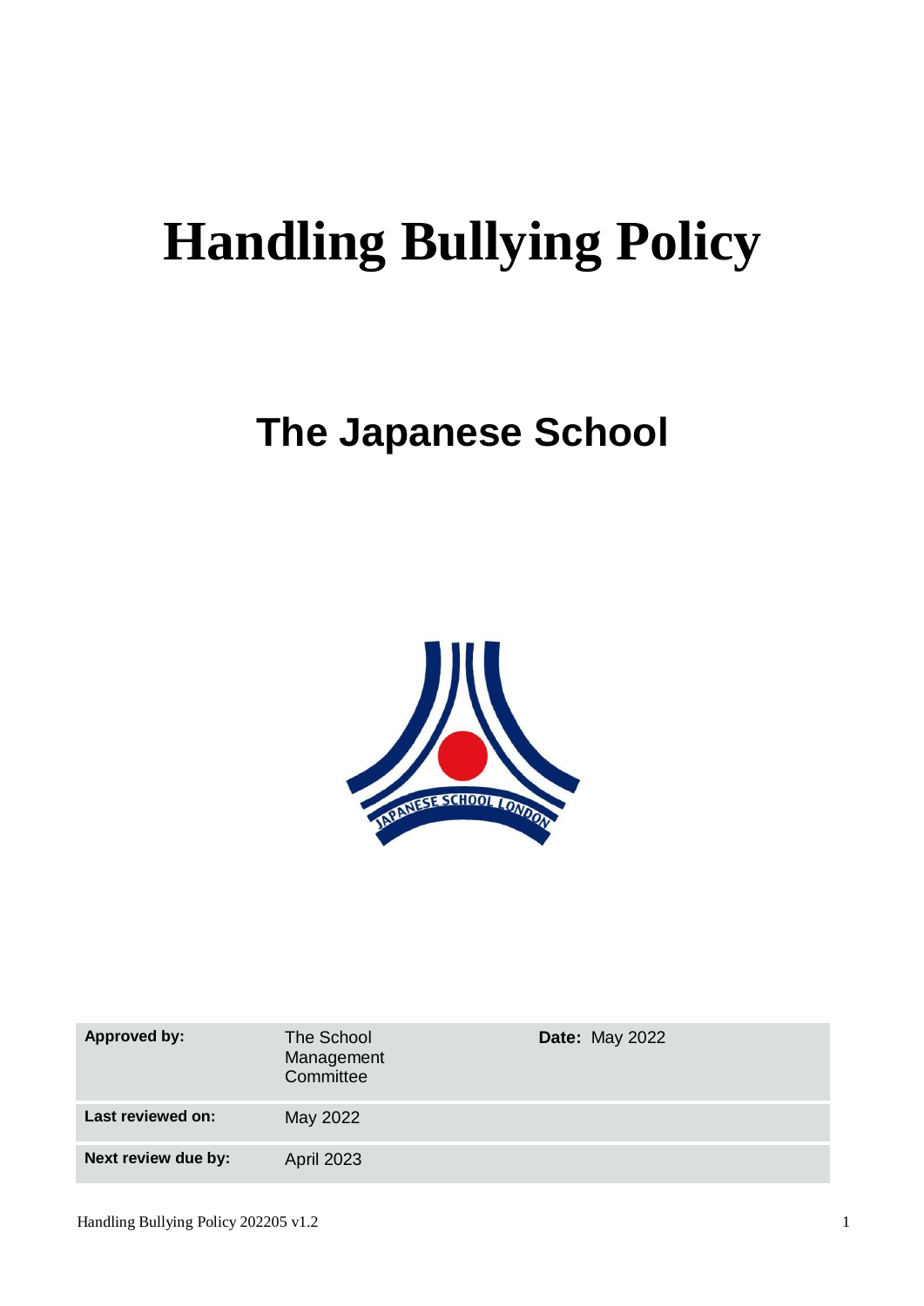# Handling Bullying Policy

## The Japanese School

| Approved by: | The School Management Committee | Date: May 2022 |
|---|---|---|
| Last reviewed on: | May 2022 | |
| Next review due by: | April 2023 | |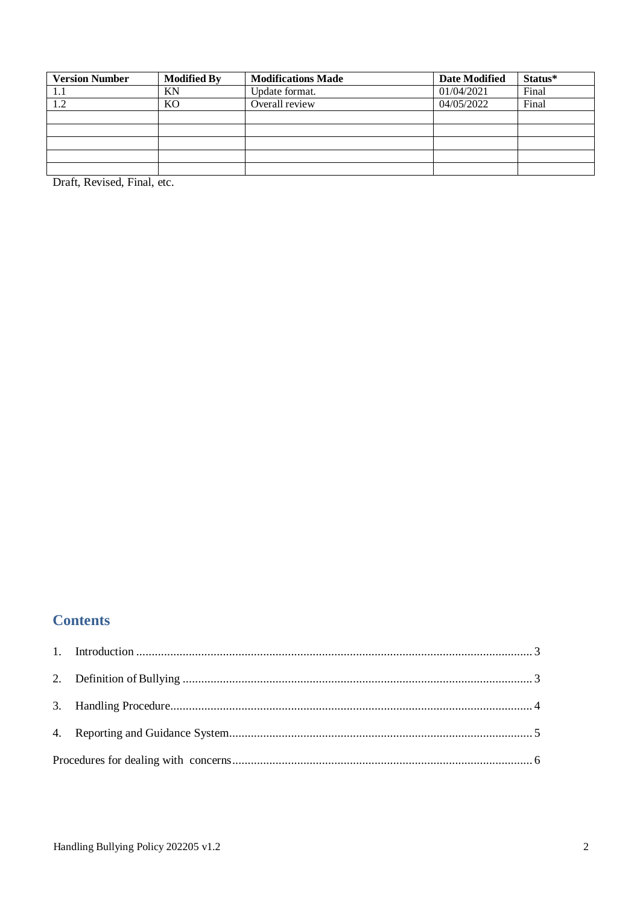| Version Number | Modified By | Modifications Made | Date Modified | Status* |
|---|---|---|---|---|
| 1.1 | KN | Update format. | 01/04/2021 | Final |
| 1.2 | KO | Overall review | 04/05/2022 | Final |
| | | | | |
| | | | | |
| | | | | |
| | | | | |
| | | | | |

Draft, Revised, Final, etc.

## Contents

1. Introduction ........ 3
2. Definition of Bullying ........ 3
3. Handling Procedure........ 4
4. Reporting and Guidance System........ 5

Procedures for dealing with concerns........ 6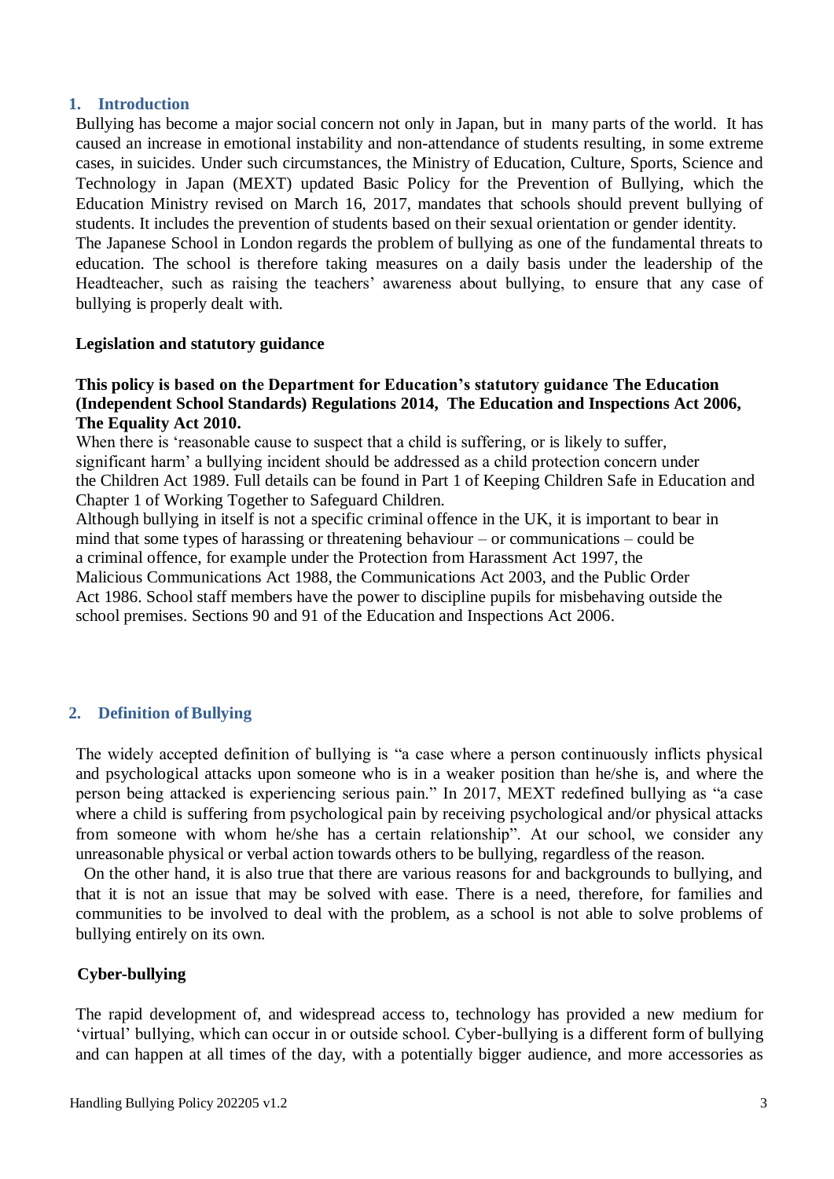## 1. Introduction

Bullying has become a major social concern not only in Japan, but in many parts of the world. It has caused an increase in emotional instability and non-attendance of students resulting, in some extreme cases, in suicides. Under such circumstances, the Ministry of Education, Culture, Sports, Science and Technology in Japan (MEXT) updated Basic Policy for the Prevention of Bullying, which the Education Ministry revised on March 16, 2017, mandates that schools should prevent bullying of students. It includes the prevention of students based on their sexual orientation or gender identity.

The Japanese School in London regards the problem of bullying as one of the fundamental threats to education. The school is therefore taking measures on a daily basis under the leadership of the Headteacher, such as raising the teachers' awareness about bullying, to ensure that any case of bullying is properly dealt with.

### Legislation and statutory guidance

**This policy is based on the Department for Education's statutory guidance The Education (Independent School Standards) Regulations 2014, The Education and Inspections Act 2006, The Equality Act 2010.**

When there is 'reasonable cause to suspect that a child is suffering, or is likely to suffer, significant harm' a bullying incident should be addressed as a child protection concern under the Children Act 1989. Full details can be found in Part 1 of Keeping Children Safe in Education and Chapter 1 of Working Together to Safeguard Children.

Although bullying in itself is not a specific criminal offence in the UK, it is important to bear in mind that some types of harassing or threatening behaviour – or communications – could be a criminal offence, for example under the Protection from Harassment Act 1997, the Malicious Communications Act 1988, the Communications Act 2003, and the Public Order Act 1986. School staff members have the power to discipline pupils for misbehaving outside the school premises. Sections 90 and 91 of the Education and Inspections Act 2006.

## 2. Definition of Bullying

The widely accepted definition of bullying is "a case where a person continuously inflicts physical and psychological attacks upon someone who is in a weaker position than he/she is, and where the person being attacked is experiencing serious pain." In 2017, MEXT redefined bullying as "a case where a child is suffering from psychological pain by receiving psychological and/or physical attacks from someone with whom he/she has a certain relationship". At our school, we consider any unreasonable physical or verbal action towards others to be bullying, regardless of the reason.

On the other hand, it is also true that there are various reasons for and backgrounds to bullying, and that it is not an issue that may be solved with ease. There is a need, therefore, for families and communities to be involved to deal with the problem, as a school is not able to solve problems of bullying entirely on its own.

### Cyber-bullying

The rapid development of, and widespread access to, technology has provided a new medium for 'virtual' bullying, which can occur in or outside school. Cyber-bullying is a different form of bullying and can happen at all times of the day, with a potentially bigger audience, and more accessories as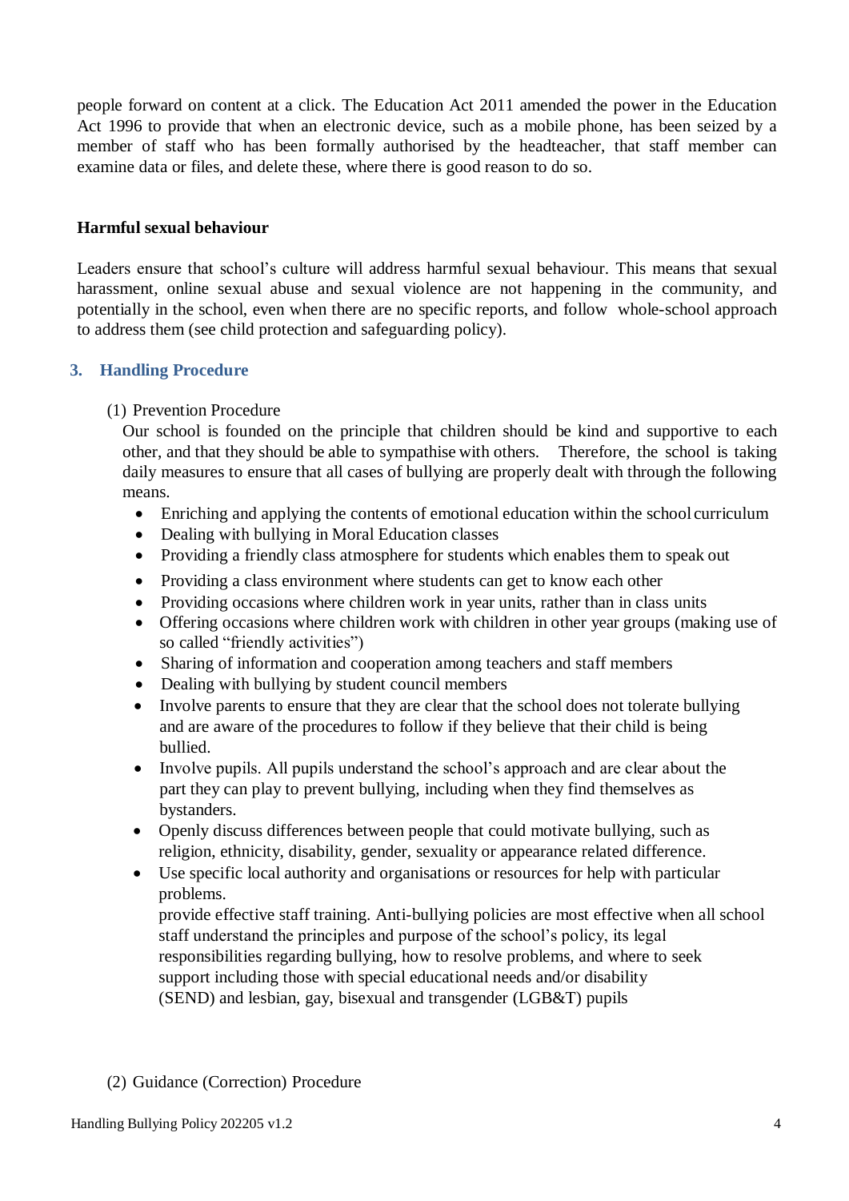people forward on content at a click. The Education Act 2011 amended the power in the Education Act 1996 to provide that when an electronic device, such as a mobile phone, has been seized by a member of staff who has been formally authorised by the headteacher, that staff member can examine data or files, and delete these, where there is good reason to do so.

**Harmful sexual behaviour**

Leaders ensure that school's culture will address harmful sexual behaviour. This means that sexual harassment, online sexual abuse and sexual violence are not happening in the community, and potentially in the school, even when there are no specific reports, and follow whole-school approach to address them (see child protection and safeguarding policy).

## 3. Handling Procedure

(1) Prevention Procedure

Our school is founded on the principle that children should be kind and supportive to each other, and that they should be able to sympathise with others. Therefore, the school is taking daily measures to ensure that all cases of bullying are properly dealt with through the following means.

- Enriching and applying the contents of emotional education within the school curriculum
- Dealing with bullying in Moral Education classes
- Providing a friendly class atmosphere for students which enables them to speak out
- Providing a class environment where students can get to know each other
- Providing occasions where children work in year units, rather than in class units
- Offering occasions where children work with children in other year groups (making use of so called "friendly activities")
- Sharing of information and cooperation among teachers and staff members
- Dealing with bullying by student council members
- Involve parents to ensure that they are clear that the school does not tolerate bullying and are aware of the procedures to follow if they believe that their child is being bullied.
- Involve pupils. All pupils understand the school's approach and are clear about the part they can play to prevent bullying, including when they find themselves as bystanders.
- Openly discuss differences between people that could motivate bullying, such as religion, ethnicity, disability, gender, sexuality or appearance related difference.
- Use specific local authority and organisations or resources for help with particular problems.
  provide effective staff training. Anti-bullying policies are most effective when all school staff understand the principles and purpose of the school's policy, its legal responsibilities regarding bullying, how to resolve problems, and where to seek support including those with special educational needs and/or disability (SEND) and lesbian, gay, bisexual and transgender (LGB&T) pupils

(2) Guidance (Correction) Procedure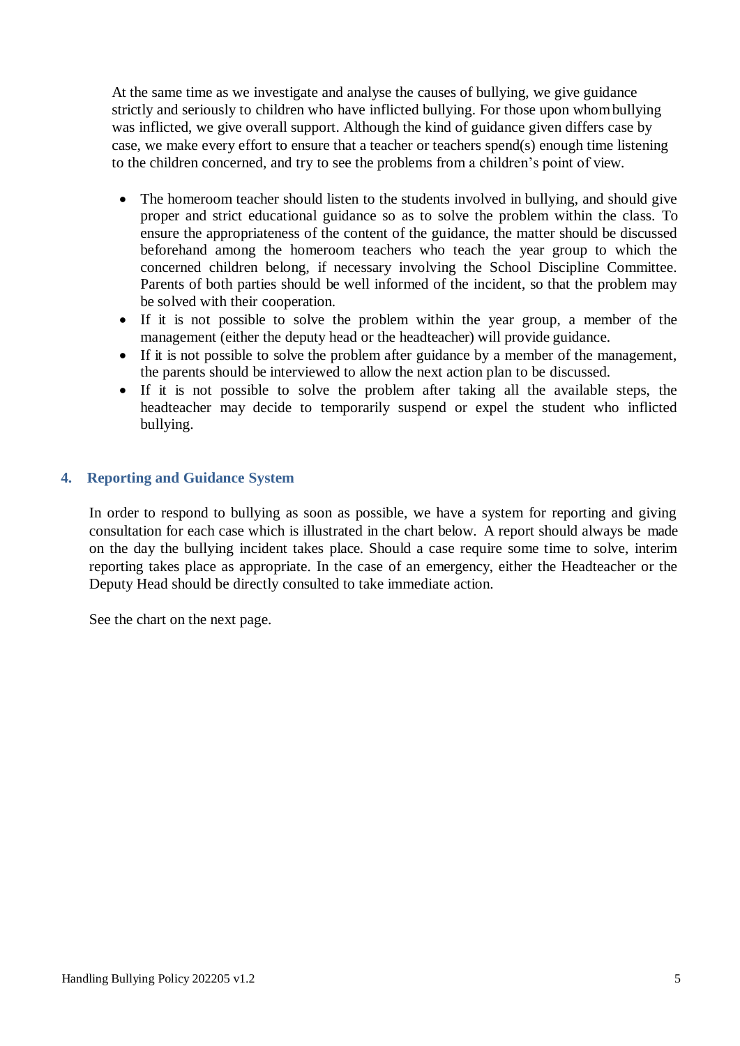At the same time as we investigate and analyse the causes of bullying, we give guidance strictly and seriously to children who have inflicted bullying. For those upon whom bullying was inflicted, we give overall support. Although the kind of guidance given differs case by case, we make every effort to ensure that a teacher or teachers spend(s) enough time listening to the children concerned, and try to see the problems from a children's point of view.

- The homeroom teacher should listen to the students involved in bullying, and should give proper and strict educational guidance so as to solve the problem within the class. To ensure the appropriateness of the content of the guidance, the matter should be discussed beforehand among the homeroom teachers who teach the year group to which the concerned children belong, if necessary involving the School Discipline Committee. Parents of both parties should be well informed of the incident, so that the problem may be solved with their cooperation.
- If it is not possible to solve the problem within the year group, a member of the management (either the deputy head or the headteacher) will provide guidance.
- If it is not possible to solve the problem after guidance by a member of the management, the parents should be interviewed to allow the next action plan to be discussed.
- If it is not possible to solve the problem after taking all the available steps, the headteacher may decide to temporarily suspend or expel the student who inflicted bullying.

## 4. Reporting and Guidance System

In order to respond to bullying as soon as possible, we have a system for reporting and giving consultation for each case which is illustrated in the chart below. A report should always be made on the day the bullying incident takes place. Should a case require some time to solve, interim reporting takes place as appropriate. In the case of an emergency, either the Headteacher or the Deputy Head should be directly consulted to take immediate action.

See the chart on the next page.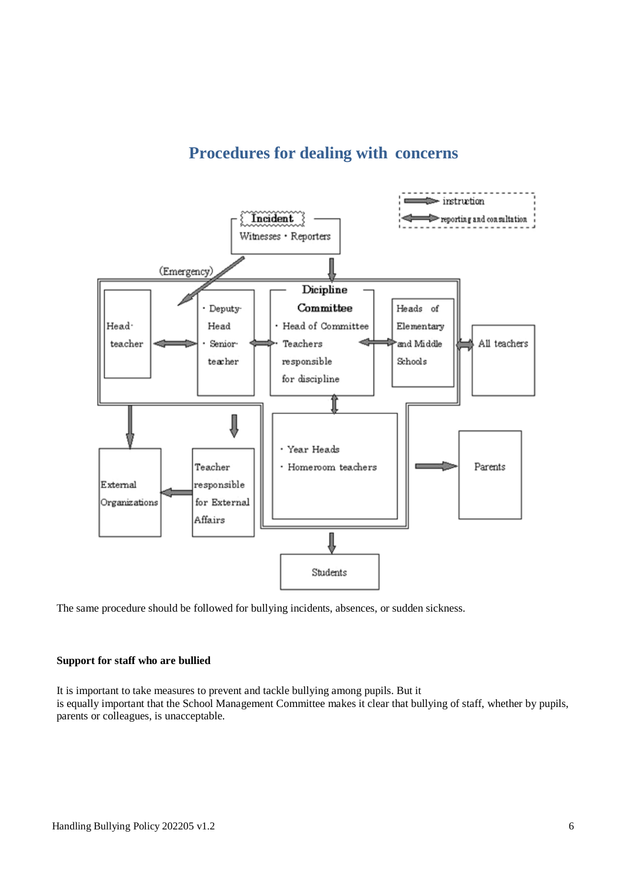## Procedures for dealing with concerns

instruction
reporting and consultation

Incident
Witnesses・Reporters

(Emergency)

Head-teacher

・Deputy-Head
・Senior-teacher

Dicipline Committee
・Head of Committee
・Teachers responsible for discipline

Heads of Elementary and Middle Schools

All teachers

External Organizations

Teacher responsible for External Affairs

・Year Heads
・Homeroom teachers

Parents

Students

The same procedure should be followed for bullying incidents, absences, or sudden sickness.

**Support for staff who are bullied**

It is important to take measures to prevent and tackle bullying among pupils. But it is equally important that the School Management Committee makes it clear that bullying of staff, whether by pupils, parents or colleagues, is unacceptable.